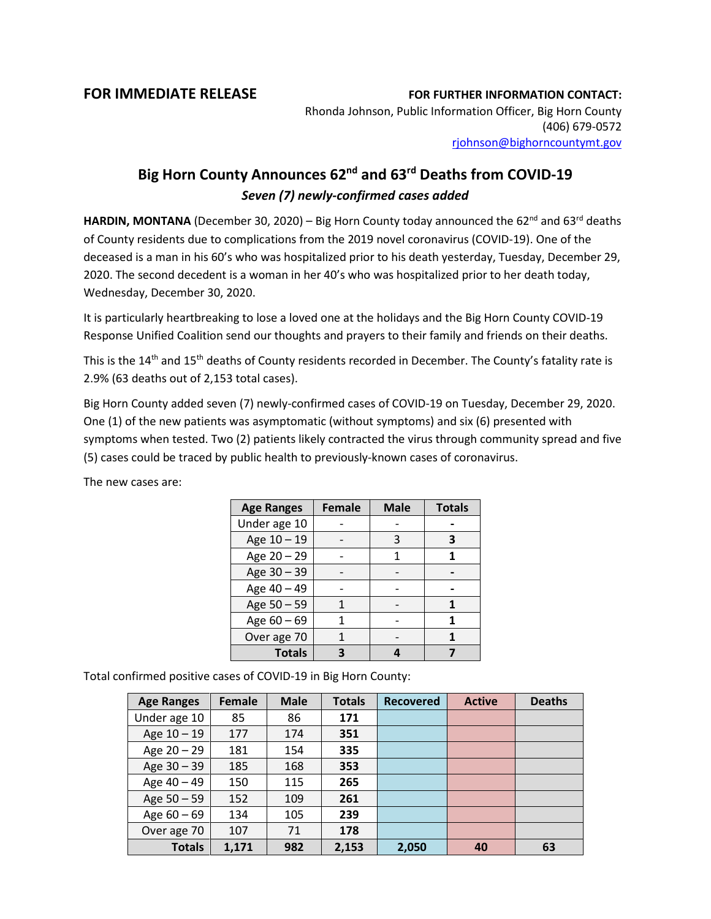**FOR IMMEDIATE RELEASE**

**FOR FURTHER INFORMATION CONTACT:**
Rhonda Johnson, Public Information Officer, Big Horn County
(406) 679-0572
rjohnson@bighorncountymt.gov

# Big Horn County Announces 62nd and 63rd Deaths from COVID-19

***Seven (7) newly-confirmed cases added***

**HARDIN, MONTANA** (December 30, 2020) – Big Horn County today announced the 62nd and 63rd deaths of County residents due to complications from the 2019 novel coronavirus (COVID-19). One of the deceased is a man in his 60's who was hospitalized prior to his death yesterday, Tuesday, December 29, 2020. The second decedent is a woman in her 40's who was hospitalized prior to her death today, Wednesday, December 30, 2020.

It is particularly heartbreaking to lose a loved one at the holidays and the Big Horn County COVID-19 Response Unified Coalition send our thoughts and prayers to their family and friends on their deaths.

This is the 14th and 15th deaths of County residents recorded in December. The County's fatality rate is 2.9% (63 deaths out of 2,153 total cases).

Big Horn County added seven (7) newly-confirmed cases of COVID-19 on Tuesday, December 29, 2020. One (1) of the new patients was asymptomatic (without symptoms) and six (6) presented with symptoms when tested. Two (2) patients likely contracted the virus through community spread and five (5) cases could be traced by public health to previously-known cases of coronavirus.

The new cases are:

| Age Ranges | Female | Male | Totals |
|---|---|---|---|
| Under age 10 | - | - | **-** |
| Age 10 – 19 | - | 3 | **3** |
| Age 20 – 29 | - | 1 | **1** |
| Age 30 – 39 | - | - | **-** |
| Age 40 – 49 | - | - | **-** |
| Age 50 – 59 | 1 | - | **1** |
| Age 60 – 69 | 1 | - | **1** |
| Over age 70 | 1 | - | **1** |
| **Totals** | **3** | **4** | **7** |

Total confirmed positive cases of COVID-19 in Big Horn County:

| Age Ranges | Female | Male | Totals | Recovered | Active | Deaths |
|---|---|---|---|---|---|---|
| Under age 10 | 85 | 86 | **171** | | | |
| Age 10 – 19 | 177 | 174 | **351** | | | |
| Age 20 – 29 | 181 | 154 | **335** | | | |
| Age 30 – 39 | 185 | 168 | **353** | | | |
| Age 40 – 49 | 150 | 115 | **265** | | | |
| Age 50 – 59 | 152 | 109 | **261** | | | |
| Age 60 – 69 | 134 | 105 | **239** | | | |
| Over age 70 | 107 | 71 | **178** | | | |
| **Totals** | **1,171** | **982** | **2,153** | **2,050** | **40** | **63** |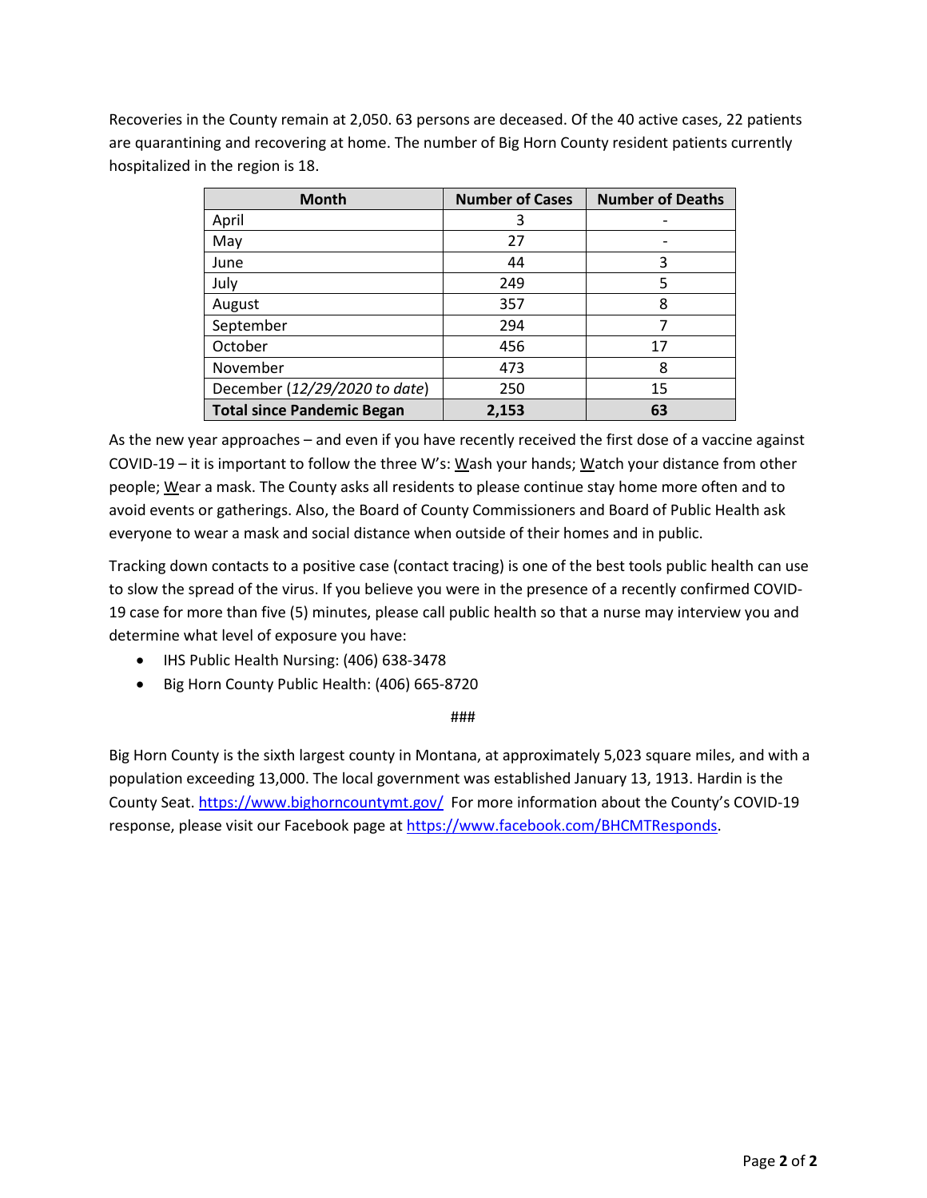Recoveries in the County remain at 2,050. 63 persons are deceased. Of the 40 active cases, 22 patients are quarantining and recovering at home. The number of Big Horn County resident patients currently hospitalized in the region is 18.

| Month | Number of Cases | Number of Deaths |
|---|---|---|
| April | 3 | - |
| May | 27 | - |
| June | 44 | 3 |
| July | 249 | 5 |
| August | 357 | 8 |
| September | 294 | 7 |
| October | 456 | 17 |
| November | 473 | 8 |
| December (*12/29/2020 to date*) | 250 | 15 |
| **Total since Pandemic Began** | **2,153** | **63** |

As the new year approaches – and even if you have recently received the first dose of a vaccine against COVID-19 – it is important to follow the three W's: Wash your hands; Watch your distance from other people; Wear a mask. The County asks all residents to please continue stay home more often and to avoid events or gatherings. Also, the Board of County Commissioners and Board of Public Health ask everyone to wear a mask and social distance when outside of their homes and in public.

Tracking down contacts to a positive case (contact tracing) is one of the best tools public health can use to slow the spread of the virus. If you believe you were in the presence of a recently confirmed COVID-19 case for more than five (5) minutes, please call public health so that a nurse may interview you and determine what level of exposure you have:

- IHS Public Health Nursing: (406) 638-3478
- Big Horn County Public Health: (406) 665-8720

###

Big Horn County is the sixth largest county in Montana, at approximately 5,023 square miles, and with a population exceeding 13,000. The local government was established January 13, 1913. Hardin is the County Seat. https://www.bighorncountymt.gov/ For more information about the County's COVID-19 response, please visit our Facebook page at https://www.facebook.com/BHCMTResponds.